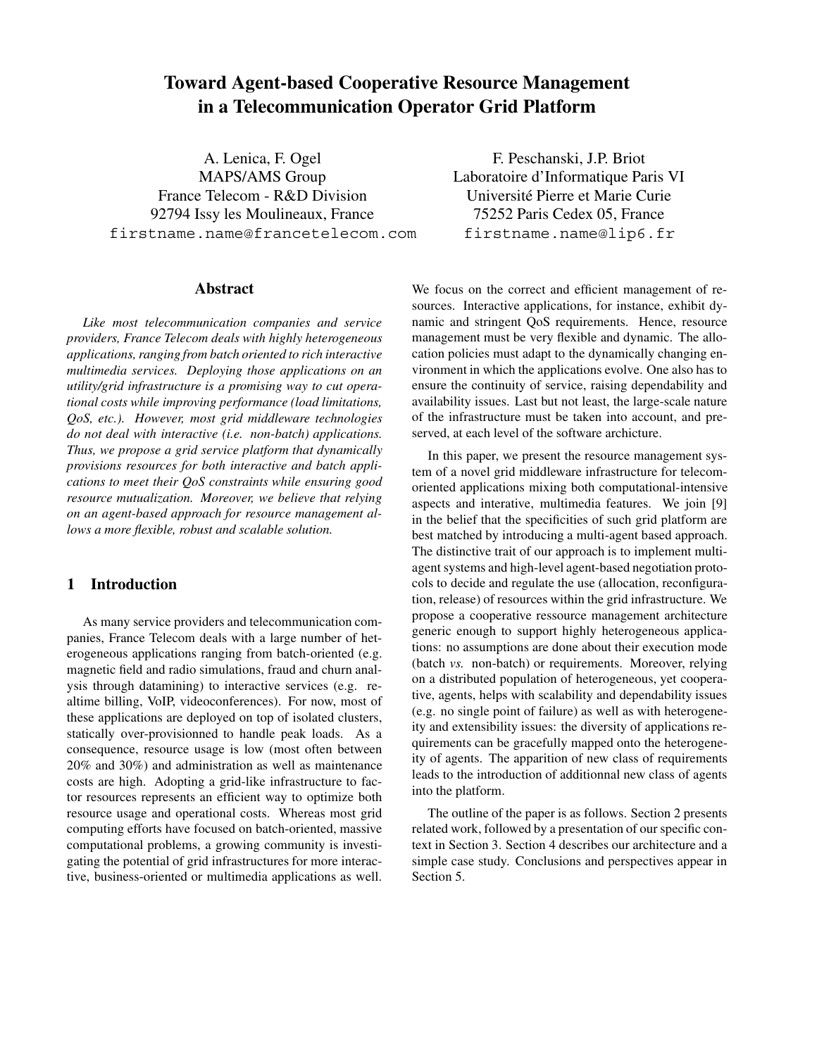# Toward Agent-based Cooperative Resource Management in a Telecommunication Operator Grid Platform

A. Lenica, F. Ogel
MAPS/AMS Group
France Telecom - R&D Division
92794 Issy les Moulineaux, France
`firstname.name@francetelecom.com`

F. Peschanski, J.P. Briot
Laboratoire d'Informatique Paris VI
Université Pierre et Marie Curie
75252 Paris Cedex 05, France
`firstname.name@lip6.fr`

## Abstract

*Like most telecommunication companies and service providers, France Telecom deals with highly heterogeneous applications, ranging from batch oriented to rich interactive multimedia services. Deploying those applications on an utility/grid infrastructure is a promising way to cut operational costs while improving performance (load limitations, QoS, etc.). However, most grid middleware technologies do not deal with interactive (i.e. non-batch) applications. Thus, we propose a grid service platform that dynamically provisions resources for both interactive and batch applications to meet their QoS constraints while ensuring good resource mutualization. Moreover, we believe that relying on an agent-based approach for resource management allows a more flexible, robust and scalable solution.*

## 1 Introduction

As many service providers and telecommunication companies, France Telecom deals with a large number of heterogeneous applications ranging from batch-oriented (e.g. magnetic field and radio simulations, fraud and churn analysis through datamining) to interactive services (e.g. realtime billing, VoIP, videoconferences). For now, most of these applications are deployed on top of isolated clusters, statically over-provisionned to handle peak loads. As a consequence, resource usage is low (most often between 20% and 30%) and administration as well as maintenance costs are high. Adopting a grid-like infrastructure to factor resources represents an efficient way to optimize both resource usage and operational costs. Whereas most grid computing efforts have focused on batch-oriented, massive computational problems, a growing community is investigating the potential of grid infrastructures for more interactive, business-oriented or multimedia applications as well. We focus on the correct and efficient management of resources. Interactive applications, for instance, exhibit dynamic and stringent QoS requirements. Hence, resource management must be very flexible and dynamic. The allocation policies must adapt to the dynamically changing environment in which the applications evolve. One also has to ensure the continuity of service, raising dependability and availability issues. Last but not least, the large-scale nature of the infrastructure must be taken into account, and preserved, at each level of the software architecture.

In this paper, we present the resource management system of a novel grid middleware infrastructure for telecom-oriented applications mixing both computational-intensive aspects and interative, multimedia features. We join [9] in the belief that the specificities of such grid platform are best matched by introducing a multi-agent based approach. The distinctive trait of our approach is to implement multi-agent systems and high-level agent-based negotiation protocols to decide and regulate the use (allocation, reconfiguration, release) of resources within the grid infrastructure. We propose a cooperative ressource management architecture generic enough to support highly heterogeneous applications: no assumptions are done about their execution mode (batch *vs.* non-batch) or requirements. Moreover, relying on a distributed population of heterogeneous, yet cooperative, agents, helps with scalability and dependability issues (e.g. no single point of failure) as well as with heterogeneity and extensibility issues: the diversity of applications requirements can be gracefully mapped onto the heterogeneity of agents. The apparition of new class of requirements leads to the introduction of additionnal new class of agents into the platform.

The outline of the paper is as follows. Section 2 presents related work, followed by a presentation of our specific context in Section 3. Section 4 describes our architecture and a simple case study. Conclusions and perspectives appear in Section 5.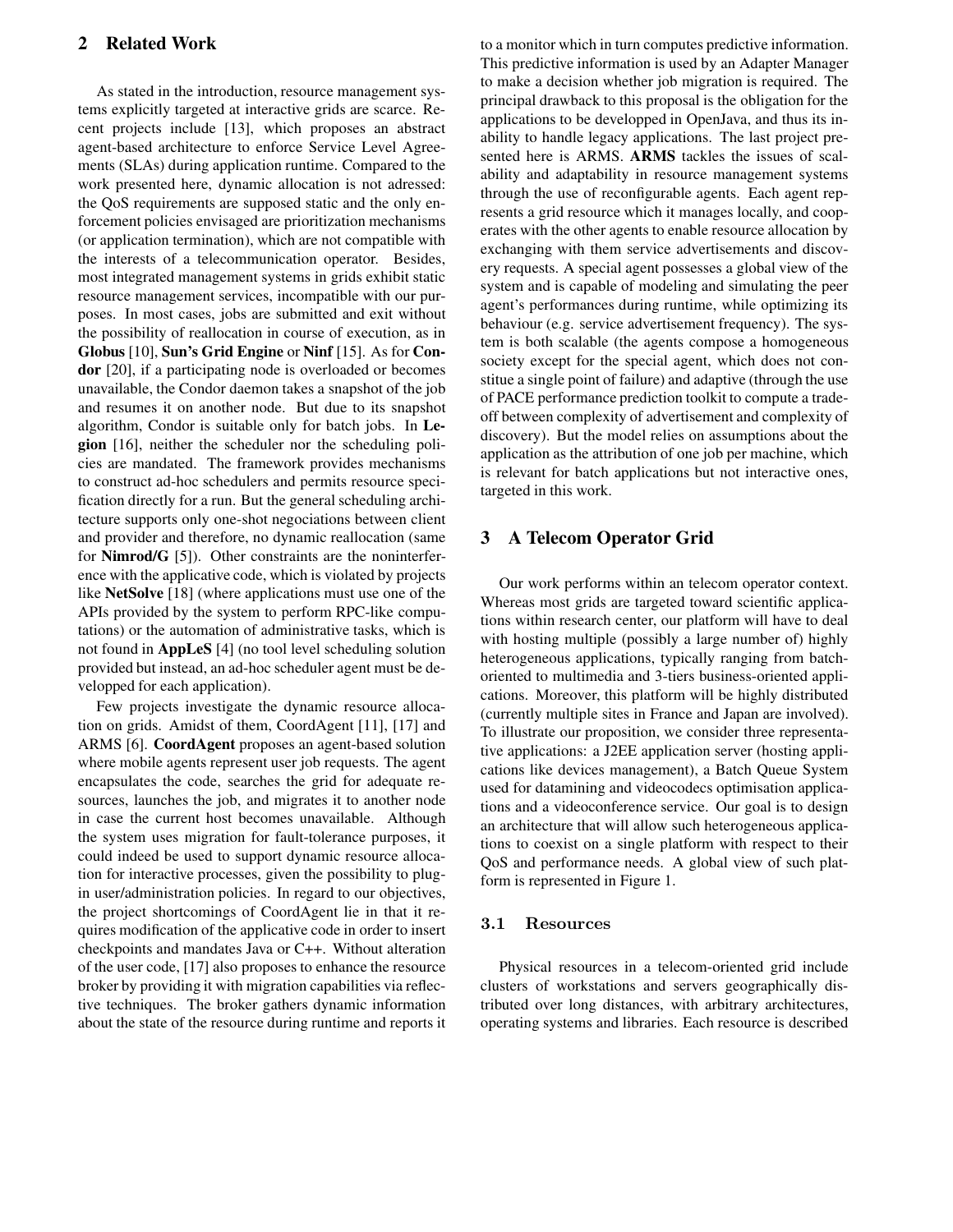## 2 Related Work

As stated in the introduction, resource management systems explicitly targeted at interactive grids are scarce. Recent projects include [13], which proposes an abstract agent-based architecture to enforce Service Level Agreements (SLAs) during application runtime. Compared to the work presented here, dynamic allocation is not adressed: the QoS requirements are supposed static and the only enforcement policies envisaged are prioritization mechanisms (or application termination), which are not compatible with the interests of a telecommunication operator. Besides, most integrated management systems in grids exhibit static resource management services, incompatible with our purposes. In most cases, jobs are submitted and exit without the possibility of reallocation in course of execution, as in **Globus** [10], **Sun's Grid Engine** or **Ninf** [15]. As for **Condor** [20], if a participating node is overloaded or becomes unavailable, the Condor daemon takes a snapshot of the job and resumes it on another node. But due to its snapshot algorithm, Condor is suitable only for batch jobs. In **Legion** [16], neither the scheduler nor the scheduling policies are mandated. The framework provides mechanisms to construct ad-hoc schedulers and permits resource specification directly for a run. But the general scheduling architecture supports only one-shot negociations between client and provider and therefore, no dynamic reallocation (same for **Nimrod/G** [5]). Other constraints are the noninterference with the applicative code, which is violated by projects like **NetSolve** [18] (where applications must use one of the APIs provided by the system to perform RPC-like computations) or the automation of administrative tasks, which is not found in **AppLeS** [4] (no tool level scheduling solution provided but instead, an ad-hoc scheduler agent must be developped for each application).

Few projects investigate the dynamic resource allocation on grids. Amidst of them, CoordAgent [11], [17] and ARMS [6]. **CoordAgent** proposes an agent-based solution where mobile agents represent user job requests. The agent encapsulates the code, searches the grid for adequate resources, launches the job, and migrates it to another node in case the current host becomes unavailable. Although the system uses migration for fault-tolerance purposes, it could indeed be used to support dynamic resource allocation for interactive processes, given the possibility to plug-in user/administration policies. In regard to our objectives, the project shortcomings of CoordAgent lie in that it requires modification of the applicative code in order to insert checkpoints and mandates Java or C++. Without alteration of the user code, [17] also proposes to enhance the resource broker by providing it with migration capabilities via reflective techniques. The broker gathers dynamic information about the state of the resource during runtime and reports it to a monitor which in turn computes predictive information. This predictive information is used by an Adapter Manager to make a decision whether job migration is required. The principal drawback to this proposal is the obligation for the applications to be developped in OpenJava, and thus its inability to handle legacy applications. The last project presented here is ARMS. **ARMS** tackles the issues of scalability and adaptability in resource management systems through the use of reconfigurable agents. Each agent represents a grid resource which it manages locally, and cooperates with the other agents to enable resource allocation by exchanging with them service advertisements and discovery requests. A special agent possesses a global view of the system and is capable of modeling and simulating the peer agent's performances during runtime, while optimizing its behaviour (e.g. service advertisement frequency). The system is both scalable (the agents compose a homogeneous society except for the special agent, which does not constitue a single point of failure) and adaptive (through the use of PACE performance prediction toolkit to compute a tradeoff between complexity of advertisement and complexity of discovery). But the model relies on assumptions about the application as the attribution of one job per machine, which is relevant for batch applications but not interactive ones, targeted in this work.

## 3 A Telecom Operator Grid

Our work performs within a telecom operator context. Whereas most grids are targeted toward scientific applications within research center, our platform will have to deal with hosting multiple (possibly a large number of) highly heterogeneous applications, typically ranging from batch-oriented to multimedia and 3-tiers business-oriented applications. Moreover, this platform will be highly distributed (currently multiple sites in France and Japan are involved). To illustrate our proposition, we consider three representative applications: a J2EE application server (hosting applications like devices management), a Batch Queue System used for datamining and videocodecs optimisation applications and a videoconference service. Our goal is to design an architecture that will allow such heterogeneous applications to coexist on a single platform with respect to their QoS and performance needs. A global view of such platform is represented in Figure 1.

### 3.1 Resources

Physical resources in a telecom-oriented grid include clusters of workstations and servers geographically distributed over long distances, with arbitrary architectures, operating systems and libraries. Each resource is described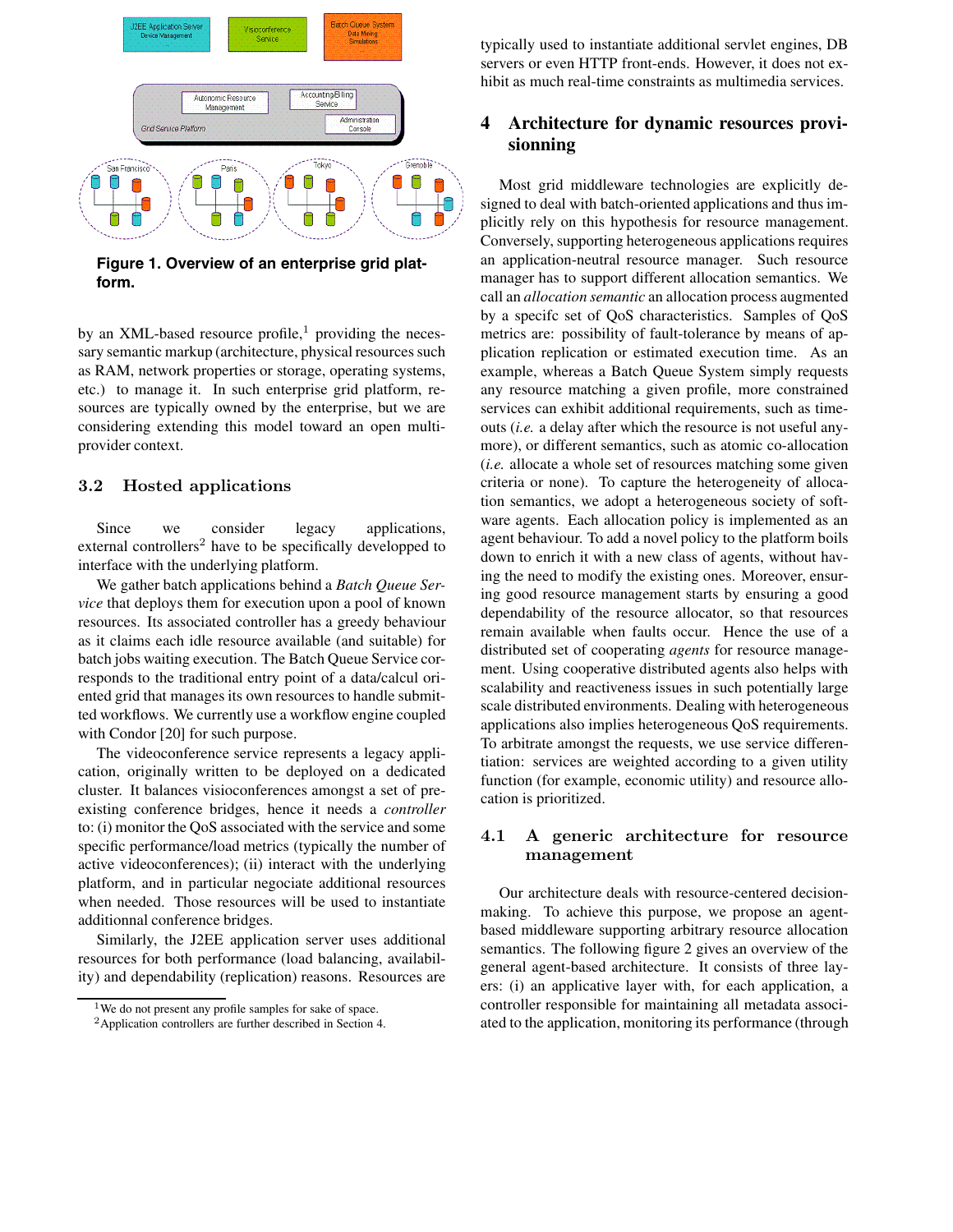J2EE Application Server
Device Management

Visioconference
Service

Batch Queue System
Data Mining
Simulations

Autonomic Resource
Management

Accounting/Billing
Service

Administration
Console

Grid Service Platform

San Francisco

Paris

Tokyo

Grenoble

**Figure 1. Overview of an enterprise grid platform.**

by an XML-based resource profile,[1] providing the necessary semantic markup (architecture, physical resources such as RAM, network properties or storage, operating systems, etc.) to manage it. In such enterprise grid platform, resources are typically owned by the enterprise, but we are considering extending this model toward an open multi-provider context.

### 3.2 Hosted applications

Since we consider legacy applications, external controllers[2] have to be specifically developped to interface with the underlying platform.

We gather batch applications behind a *Batch Queue Service* that deploys them for execution upon a pool of known resources. Its associated controller has a greedy behaviour as it claims each idle resource available (and suitable) for batch jobs waiting execution. The Batch Queue Service corresponds to the traditional entry point of a data/calcul oriented grid that manages its own resources to handle submitted workflows. We currently use a workflow engine coupled with Condor [20] for such purpose.

The videoconference service represents a legacy application, originally written to be deployed on a dedicated cluster. It balances visioconferences amongst a set of pre-existing conference bridges, hence it needs a *controller* to: (i) monitor the QoS associated with the service and some specific performance/load metrics (typically the number of active videoconferences); (ii) interact with the underlying platform, and in particular negociate additional resources when needed. Those resources will be used to instantiate additionnal conference bridges.

Similarly, the J2EE application server uses additional resources for both performance (load balancing, availability) and dependability (replication) reasons. Resources are typically used to instantiate additional servlet engines, DB servers or even HTTP front-ends. However, it does not exhibit as much real-time constraints as multimedia services.

[1] We do not present any profile samples for sake of space.

[2] Application controllers are further described in Section 4.

## 4 Architecture for dynamic resources provisionning

Most grid middleware technologies are explicitly designed to deal with batch-oriented applications and thus implicitly rely on this hypothesis for resource management. Conversely, supporting heterogeneous applications requires an application-neutral resource manager. Such resource manager has to support different allocation semantics. We call an *allocation semantic* an allocation process augmented by a specifc set of QoS characteristics. Samples of QoS metrics are: possibility of fault-tolerance by means of application replication or estimated execution time. As an example, whereas a Batch Queue System simply requests any resource matching a given profile, more constrained services can exhibit additional requirements, such as timeouts (*i.e.* a delay after which the resource is not useful anymore), or different semantics, such as atomic co-allocation (*i.e.* allocate a whole set of resources matching some given criteria or none). To capture the heterogeneity of allocation semantics, we adopt a heterogeneous society of software agents. Each allocation policy is implemented as an agent behaviour. To add a novel policy to the platform boils down to enrich it with a new class of agents, without having the need to modify the existing ones. Moreover, ensuring good resource management starts by ensuring a good dependability of the resource allocator, so that resources remain available when faults occur. Hence the use of a distributed set of cooperating *agents* for resource management. Using cooperative distributed agents also helps with scalability and reactiveness issues in such potentially large scale distributed environments. Dealing with heterogeneous applications also implies heterogeneous QoS requirements. To arbitrate amongst the requests, we use service differentiation: services are weighted according to a given utility function (for example, economic utility) and resource allocation is prioritized.

### 4.1 A generic architecture for resource management

Our architecture deals with resource-centered decision-making. To achieve this purpose, we propose an agent-based middleware supporting arbitrary resource allocation semantics. The following figure 2 gives an overview of the general agent-based architecture. It consists of three layers: (i) an applicative layer with, for each application, a controller responsible for maintaining all metadata associated to the application, monitoring its performance (through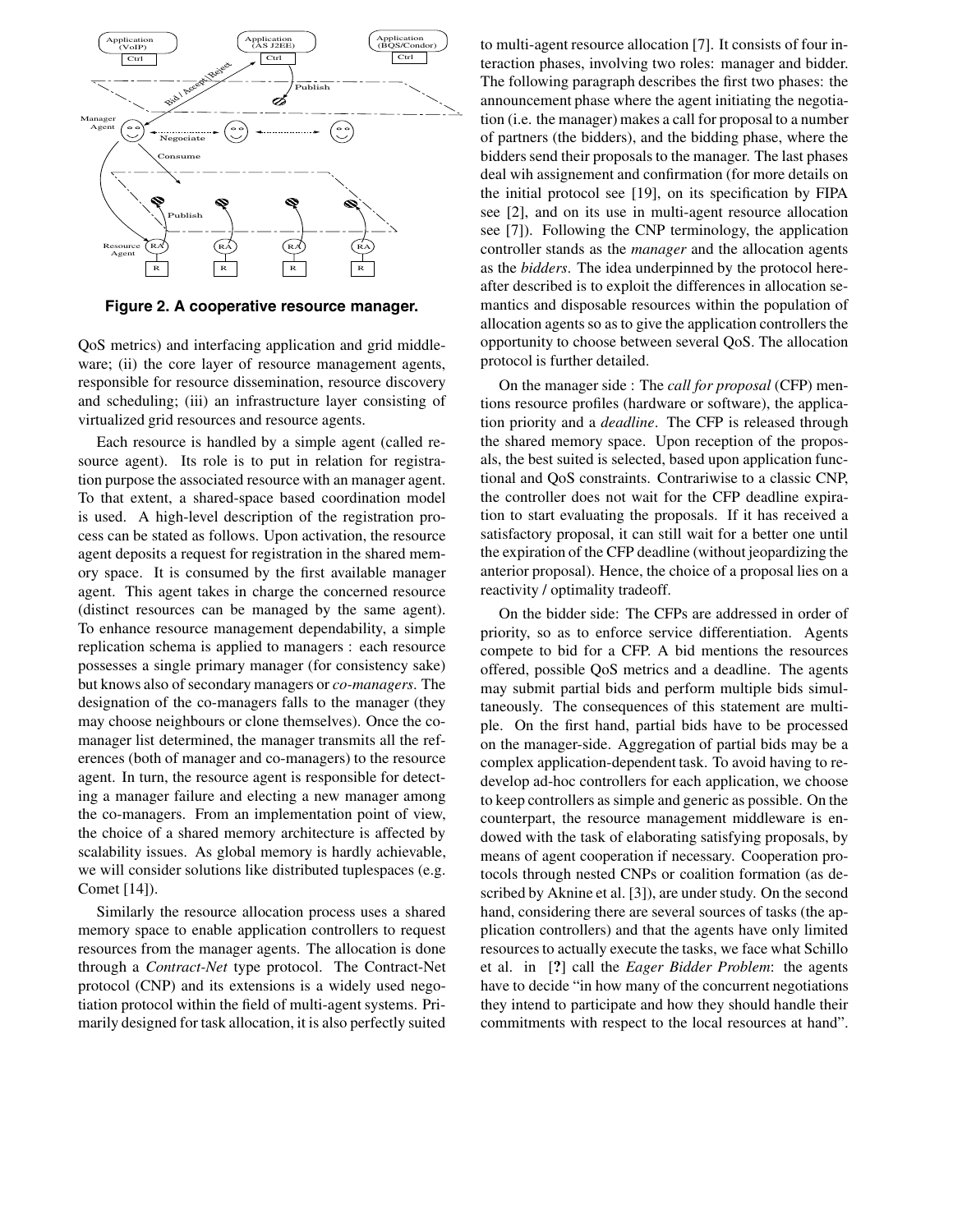**Figure 2. A cooperative resource manager.**

QoS metrics) and interfacing application and grid middleware; (ii) the core layer of resource management agents, responsible for resource dissemination, resource discovery and scheduling; (iii) an infrastructure layer consisting of virtualized grid resources and resource agents.

Each resource is handled by a simple agent (called resource agent). Its role is to put in relation for registration purpose the associated resource with an manager agent. To that extent, a shared-space based coordination model is used. A high-level description of the registration process can be stated as follows. Upon activation, the resource agent deposits a request for registration in the shared memory space. It is consumed by the first available manager agent. This agent takes in charge the concerned resource (distinct resources can be managed by the same agent). To enhance resource management dependability, a simple replication schema is applied to managers : each resource possesses a single primary manager (for consistency sake) but knows also of secondary managers or *co-managers*. The designation of the co-managers falls to the manager (they may choose neighbours or clone themselves). Once the co-manager list determined, the manager transmits all the references (both of manager and co-managers) to the resource agent. In turn, the resource agent is responsible for detecting a manager failure and electing a new manager among the co-managers. From an implementation point of view, the choice of a shared memory architecture is affected by scalability issues. As global memory is hardly achievable, we will consider solutions like distributed tuplespaces (e.g. Comet [14]).

Similarly the resource allocation process uses a shared memory space to enable application controllers to request resources from the manager agents. The allocation is done through a *Contract-Net* type protocol. The Contract-Net protocol (CNP) and its extensions is a widely used negotiation protocol within the field of multi-agent systems. Primarily designed for task allocation, it is also perfectly suited to multi-agent resource allocation [7]. It consists of four interaction phases, involving two roles: manager and bidder. The following paragraph describes the first two phases: the announcement phase where the agent initiating the negotiation (i.e. the manager) makes a call for proposal to a number of partners (the bidders), and the bidding phase, where the bidders send their proposals to the manager. The last phases deal wih assignement and confirmation (for more details on the initial protocol see [19], on its specification by FIPA see [2], and on its use in multi-agent resource allocation see [7]). Following the CNP terminology, the application controller stands as the *manager* and the allocation agents as the *bidders*. The idea underpinned by the protocol hereafter described is to exploit the differences in allocation semantics and disposable resources within the population of allocation agents so as to give the application controllers the opportunity to choose between several QoS. The allocation protocol is further detailed.

On the manager side : The *call for proposal* (CFP) mentions resource profiles (hardware or software), the application priority and a *deadline*. The CFP is released through the shared memory space. Upon reception of the proposals, the best suited is selected, based upon application functional and QoS constraints. Contrariwise to a classic CNP, the controller does not wait for the CFP deadline expiration to start evaluating the proposals. If it has received a satisfactory proposal, it can still wait for a better one until the expiration of the CFP deadline (without jeopardizing the anterior proposal). Hence, the choice of a proposal lies on a reactivity / optimality tradeoff.

On the bidder side: The CFPs are addressed in order of priority, so as to enforce service differentiation. Agents compete to bid for a CFP. A bid mentions the resources offered, possible QoS metrics and a deadline. The agents may submit partial bids and perform multiple bids simultaneously. The consequences of this statement are multiple. On the first hand, partial bids have to be processed on the manager-side. Aggregation of partial bids may be a complex application-dependent task. To avoid having to redevelop ad-hoc controllers for each application, we choose to keep controllers as simple and generic as possible. On the counterpart, the resource management middleware is endowed with the task of elaborating satisfying proposals, by means of agent cooperation if necessary. Cooperation protocols through nested CNPs or coalition formation (as described by Aknine et al. [3]), are under study. On the second hand, considering there are several sources of tasks (the application controllers) and that the agents have only limited resources to actually execute the tasks, we face what Schillo et al. in [**?**] call the *Eager Bidder Problem*: the agents have to decide "in how many of the concurrent negotiations they intend to participate and how they should handle their commitments with respect to the local resources at hand".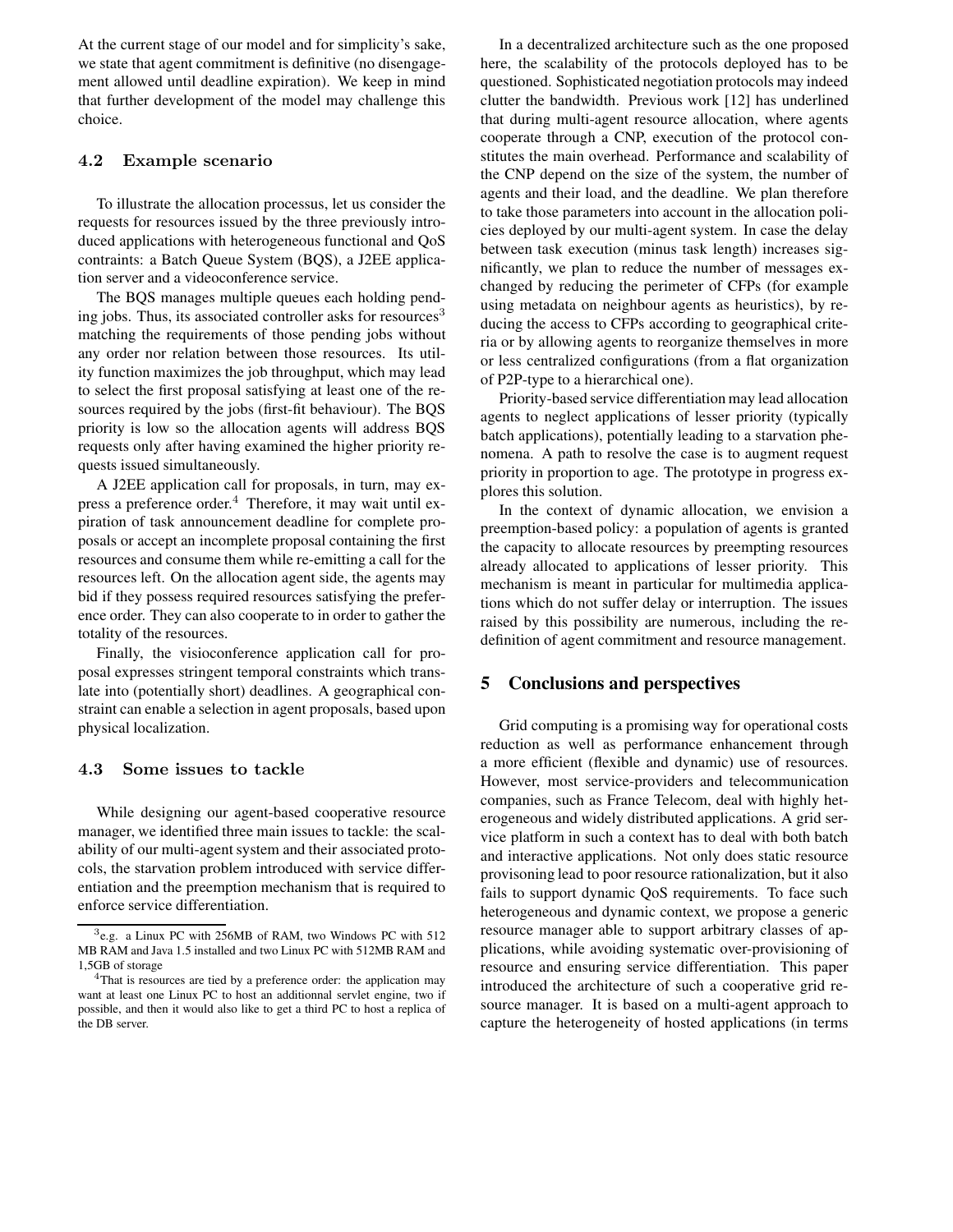At the current stage of our model and for simplicity's sake, we state that agent commitment is definitive (no disengagement allowed until deadline expiration). We keep in mind that further development of the model may challenge this choice.

### 4.2 Example scenario

To illustrate the allocation processus, let us consider the requests for resources issued by the three previously introduced applications with heterogeneous functional and QoS contraints: a Batch Queue System (BQS), a J2EE application server and a videoconference service.

The BQS manages multiple queues each holding pending jobs. Thus, its associated controller asks for resources[3] matching the requirements of those pending jobs without any order nor relation between those resources. Its utility function maximizes the job throughput, which may lead to select the first proposal satisfying at least one of the resources required by the jobs (first-fit behaviour). The BQS priority is low so the allocation agents will address BQS requests only after having examined the higher priority requests issued simultaneously.

A J2EE application call for proposals, in turn, may express a preference order.[4] Therefore, it may wait until expiration of task announcement deadline for complete proposals or accept an incomplete proposal containing the first resources and consume them while re-emitting a call for the resources left. On the allocation agent side, the agents may bid if they possess required resources satisfying the preference order. They can also cooperate to in order to gather the totality of the resources.

Finally, the visioconference application call for proposal expresses stringent temporal constraints which translate into (potentially short) deadlines. A geographical constraint can enable a selection in agent proposals, based upon physical localization.

### 4.3 Some issues to tackle

While designing our agent-based cooperative resource manager, we identified three main issues to tackle: the scalability of our multi-agent system and their associated protocols, the starvation problem introduced with service differentiation and the preemption mechanism that is required to enforce service differentiation.

In a decentralized architecture such as the one proposed here, the scalability of the protocols deployed has to be questioned. Sophisticated negotiation protocols may indeed clutter the bandwidth. Previous work [12] has underlined that during multi-agent resource allocation, where agents cooperate through a CNP, execution of the protocol constitutes the main overhead. Performance and scalability of the CNP depend on the size of the system, the number of agents and their load, and the deadline. We plan therefore to take those parameters into account in the allocation policies deployed by our multi-agent system. In case the delay between task execution (minus task length) increases significantly, we plan to reduce the number of messages exchanged by reducing the perimeter of CFPs (for example using metadata on neighbour agents as heuristics), by reducing the access to CFPs according to geographical criteria or by allowing agents to reorganize themselves in more or less centralized configurations (from a flat organization of P2P-type to a hierarchical one).

Priority-based service differentiation may lead allocation agents to neglect applications of lesser priority (typically batch applications), potentially leading to a starvation phenomena. A path to resolve the case is to augment request priority in proportion to age. The prototype in progress explores this solution.

In the context of dynamic allocation, we envision a preemption-based policy: a population of agents is granted the capacity to allocate resources by preempting resources already allocated to applications of lesser priority. This mechanism is meant in particular for multimedia applications which do not suffer delay or interruption. The issues raised by this possibility are numerous, including the redefinition of agent commitment and resource management.

## 5 Conclusions and perspectives

Grid computing is a promising way for operational costs reduction as well as performance enhancement through a more efficient (flexible and dynamic) use of resources. However, most service-providers and telecommunication companies, such as France Telecom, deal with highly heterogeneous and widely distributed applications. A grid service platform in such a context has to deal with both batch and interactive applications. Not only does static resource provisoning lead to poor resource rationalization, but it also fails to support dynamic QoS requirements. To face such heterogeneous and dynamic context, we propose a generic resource manager able to support arbitrary classes of applications, while avoiding systematic over-provisioning of resource and ensuring service differentiation. This paper introduced the architecture of such a cooperative grid resource manager. It is based on a multi-agent approach to capture the heterogeneity of hosted applications (in terms

---

[3] e.g. a Linux PC with 256MB of RAM, two Windows PC with 512 MB RAM and Java 1.5 installed and two Linux PC with 512MB RAM and 1,5GB of storage

[4] That is resources are tied by a preference order: the application may want at least one Linux PC to host an additionnal servlet engine, two if possible, and then it would also like to get a third PC to host a replica of the DB server.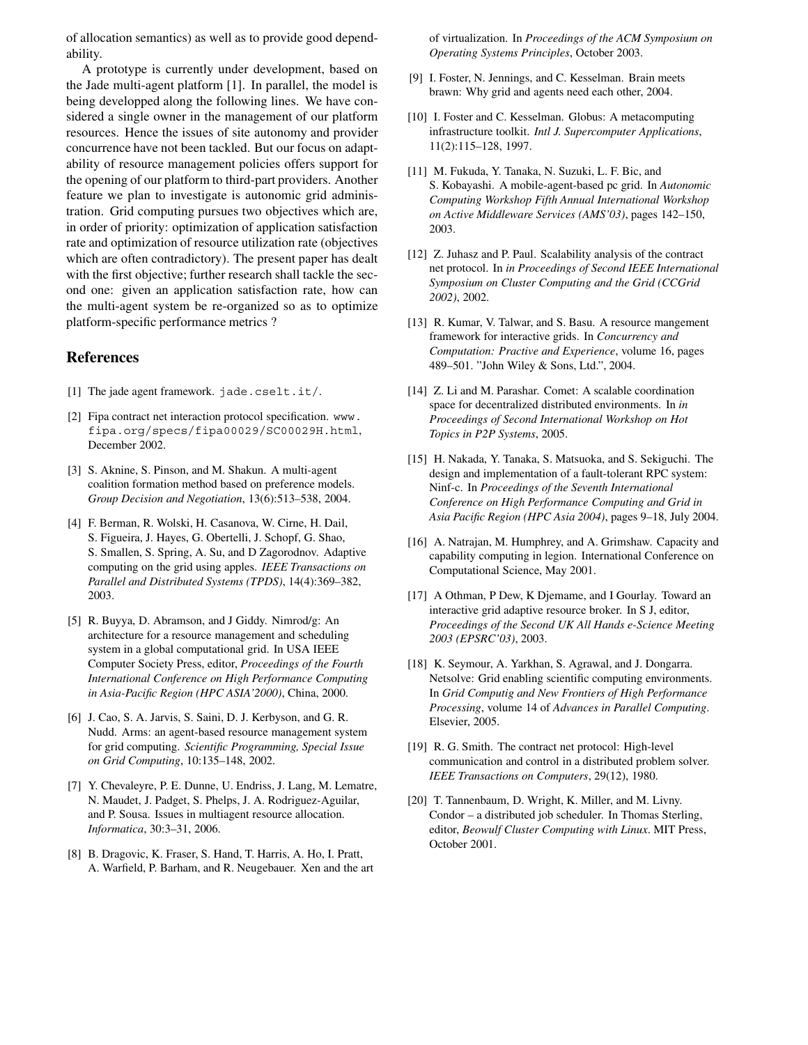of allocation semantics) as well as to provide good dependability.

A prototype is currently under development, based on the Jade multi-agent platform [1]. In parallel, the model is being developped along the following lines. We have considered a single owner in the management of our platform resources. Hence the issues of site autonomy and provider concurrence have not been tackled. But our focus on adaptability of resource management policies offers support for the opening of our platform to third-part providers. Another feature we plan to investigate is autonomic grid administration. Grid computing pursues two objectives which are, in order of priority: optimization of application satisfaction rate and optimization of resource utilization rate (objectives which are often contradictory). The present paper has dealt with the first objective; further research shall tackle the second one: given an application satisfaction rate, how can the multi-agent system be re-organized so as to optimize platform-specific performance metrics ?

## References

[1] The jade agent framework. `jade.cselt.it/`.

[2] Fipa contract net interaction protocol specification. `www.fipa.org/specs/fipa00029/SC00029H.html`, December 2002.

[3] S. Aknine, S. Pinson, and M. Shakun. A multi-agent coalition formation method based on preference models. *Group Decision and Negotiation*, 13(6):513–538, 2004.

[4] F. Berman, R. Wolski, H. Casanova, W. Cirne, H. Dail, S. Figueira, J. Hayes, G. Obertelli, J. Schopf, G. Shao, S. Smallen, S. Spring, A. Su, and D Zagorodnov. Adaptive computing on the grid using apples. *IEEE Transactions on Parallel and Distributed Systems (TPDS)*, 14(4):369–382, 2003.

[5] R. Buyya, D. Abramson, and J Giddy. Nimrod/g: An architecture for a resource management and scheduling system in a global computational grid. In USA IEEE Computer Society Press, editor, *Proceedings of the Fourth International Conference on High Performance Computing in Asia-Pacific Region (HPC ASIA'2000)*, China, 2000.

[6] J. Cao, S. A. Jarvis, S. Saini, D. J. Kerbyson, and G. R. Nudd. Arms: an agent-based resource management system for grid computing. *Scientific Programming, Special Issue on Grid Computing*, 10:135–148, 2002.

[7] Y. Chevaleyre, P. E. Dunne, U. Endriss, J. Lang, M. Lematre, N. Maudet, J. Padget, S. Phelps, J. A. Rodriguez-Aguilar, and P. Sousa. Issues in multiagent resource allocation. *Informatica*, 30:3–31, 2006.

[8] B. Dragovic, K. Fraser, S. Hand, T. Harris, A. Ho, I. Pratt, A. Warfield, P. Barham, and R. Neugebauer. Xen and the art of virtualization. In *Proceedings of the ACM Symposium on Operating Systems Principles*, October 2003.

[9] I. Foster, N. Jennings, and C. Kesselman. Brain meets brawn: Why grid and agents need each other, 2004.

[10] I. Foster and C. Kesselman. Globus: A metacomputing infrastructure toolkit. *Intl J. Supercomputer Applications*, 11(2):115–128, 1997.

[11] M. Fukuda, Y. Tanaka, N. Suzuki, L. F. Bic, and S. Kobayashi. A mobile-agent-based pc grid. In *Autonomic Computing Workshop Fifth Annual International Workshop on Active Middleware Services (AMS'03)*, pages 142–150, 2003.

[12] Z. Juhasz and P. Paul. Scalability analysis of the contract net protocol. In *in Proceedings of Second IEEE International Symposium on Cluster Computing and the Grid (CCGrid 2002)*, 2002.

[13] R. Kumar, V. Talwar, and S. Basu. A resource mangement framework for interactive grids. In *Concurrency and Computation: Practive and Experience*, volume 16, pages 489–501. "John Wiley & Sons, Ltd.", 2004.

[14] Z. Li and M. Parashar. Comet: A scalable coordination space for decentralized distributed environments. In *in Proceedings of Second International Workshop on Hot Topics in P2P Systems*, 2005.

[15] H. Nakada, Y. Tanaka, S. Matsuoka, and S. Sekiguchi. The design and implementation of a fault-tolerant RPC system: Ninf-c. In *Proceedings of the Seventh International Conference on High Performance Computing and Grid in Asia Pacific Region (HPC Asia 2004)*, pages 9–18, July 2004.

[16] A. Natrajan, M. Humphrey, and A. Grimshaw. Capacity and capability computing in legion. International Conference on Computational Science, May 2001.

[17] A Othman, P Dew, K Djemame, and I Gourlay. Toward an interactive grid adaptive resource broker. In S J, editor, *Proceedings of the Second UK All Hands e-Science Meeting 2003 (EPSRC'03)*, 2003.

[18] K. Seymour, A. Yarkhan, S. Agrawal, and J. Dongarra. Netsolve: Grid enabling scientific computing environments. In *Grid Computig and New Frontiers of High Performance Processing*, volume 14 of *Advances in Parallel Computing*. Elsevier, 2005.

[19] R. G. Smith. The contract net protocol: High-level communication and control in a distributed problem solver. *IEEE Transactions on Computers*, 29(12), 1980.

[20] T. Tannenbaum, D. Wright, K. Miller, and M. Livny. Condor – a distributed job scheduler. In Thomas Sterling, editor, *Beowulf Cluster Computing with Linux*. MIT Press, October 2001.